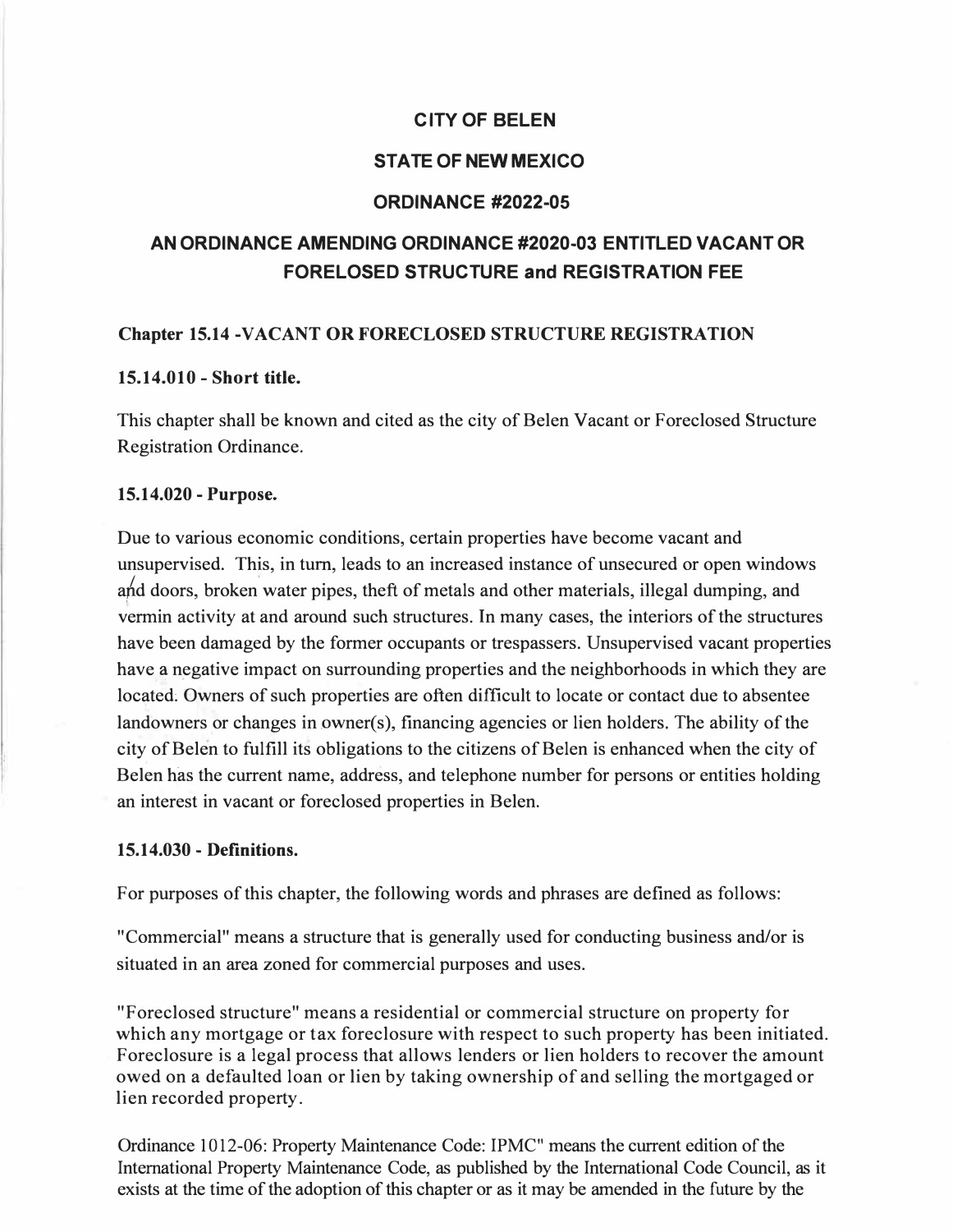# CITY OF BELEN

# STATE OF NEW MEXICO

# ORDINANCE #2022-05

## AN ORDINANCE AMENDING ORDINANCE #2020-03 ENTITLED VACANT OR FORELOSED STRUCTURE and REGISTRATION FEE

### Chapter 15.14 -VACANT OR FORECLOSED STRUCTURE REGISTRATION

#### 15.14.010 - Short title.

This chapter shall be known and cited as the city of Belen Vacant or Foreclosed Structure Registration Ordinance.

#### 15.14.020 - Purpose.

Due to various economic conditions, certain properties have become vacant and unsupervised. This, in turn, leads to an increased instance of unsecured or open windows and doors, broken water pipes, theft of metals and other materials, illegal dumping, and vermin activity at and around such structures. In many cases, the interiors of the structures have been damaged by the former occupants or trespassers. Unsupervised vacant properties have a negative impact on surrounding properties and the neighborhoods in which they are located. Owners of such properties are often difficult to locate or contact due to absentee landowners or changes in owner(s), financing agencies or lien holders. The ability of the city of Belen to fulfill its obligations to the citizens of Belen is enhanced when the city of Belen has the current name, address, and telephone number for persons or entities holding an interest in vacant or foreclosed properties in Belen.

#### 15.14.030 - Definitions.

For purposes of this chapter, the following words and phrases are defined as follows:

"Commercial" means a structure that is generally used for conducting business and/or is situated in an area zoned for commercial purposes and uses.

"Foreclosed structure" means a residential or commercial structure on property for which any mortgage or tax foreclosure with respect to such property has been initiated. Foreclosure is a legal process that allows lenders or lien holders to recover the amount owed on a defaulted loan or lien by taking ownership of and selling the mortgaged or lien recorded property.

Ordinance 1012-06: Property Maintenance Code: IPMC" means the current edition of the International Property Maintenance Code, as published by the International Code Council, as it exists at the time of the adoption of this chapter or as it may be amended in the future by the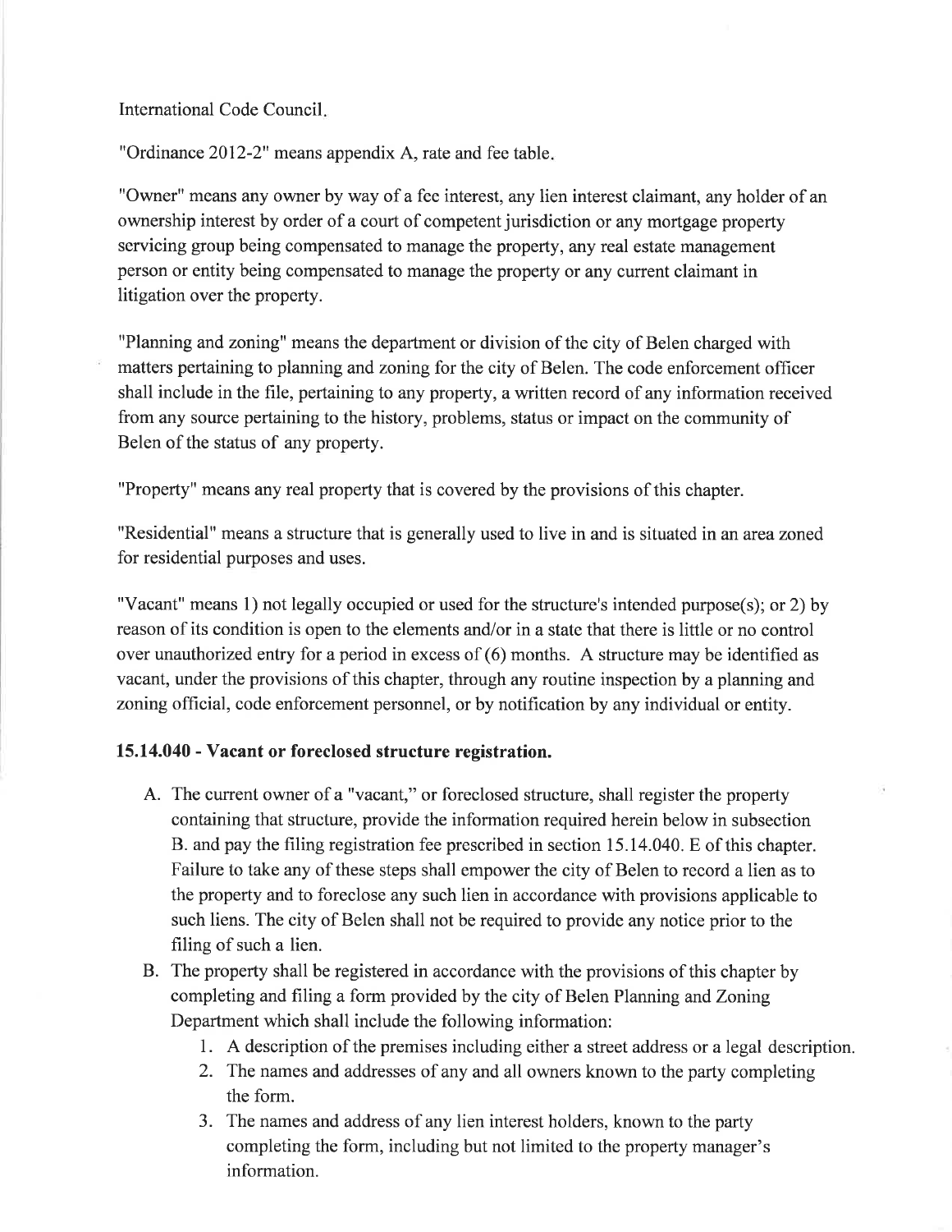International Code Council.

"Ordinance 2012-2" means appendix A, rate and fee table.

"Owner" means any owner by way of a fee interest, any lien interest claimant, any holder of an ownership interest by order of a court of competent jurisdiction or any mortgage property servicing group being compensated to manage the property, any real estate management person or entity being compensated to manage the property or any current claimant in litigation over the property.

"Planning and zoning" means the department or division of the city of Belen charged with matters pertaining to planning and zoning for the city of Belen. The code enforcement officer shall include in the file, pertaining to any property, a written record of any information received from any source pertaining to the history, problems, status or impact on the community of Belen of the status of any property.

"Property" means any real property that is covered by the provisions of this chapter.

"Residential" means a structure that is generally used to live in and is situated in an area zoned for residential purposes and uses.

"Vacant" means 1) not legally occupied or used for the structure's intended purpose(s); or 2) by reason of its condition is open to the elements and/or in a state that there is little or no control over unauthorized entry for a period in excess of (6) months. A structure may be identified as vacant, under the provisions of this chapter, through any routine inspection by a planning and zoning official, code enforcement personnel, or by notification by any individual or entity.

**15.14.040 - Vacant or foreclosed structure registration.**

A. The current owner of a "vacant," or foreclosed structure, shall register the property containing that structure, provide the information required herein below in subsection B. and pay the filing registration fee prescribed in section 15.14.040. E of this chapter. Failure to take any of these steps shall empower the city of Belen to record a lien as to the property and to foreclose any such lien in accordance with provisions applicable to such liens. The city of Belen shall not be required to provide any notice prior to the filing of such a lien.

B. The property shall be registered in accordance with the provisions of this chapter by completing and filing a form provided by the city of Belen Planning and Zoning Department which shall include the following information:
   1. A description of the premises including either a street address or a legal description.
   2. The names and addresses of any and all owners known to the party completing the form.
   3. The names and address of any lien interest holders, known to the party completing the form, including but not limited to the property manager's information.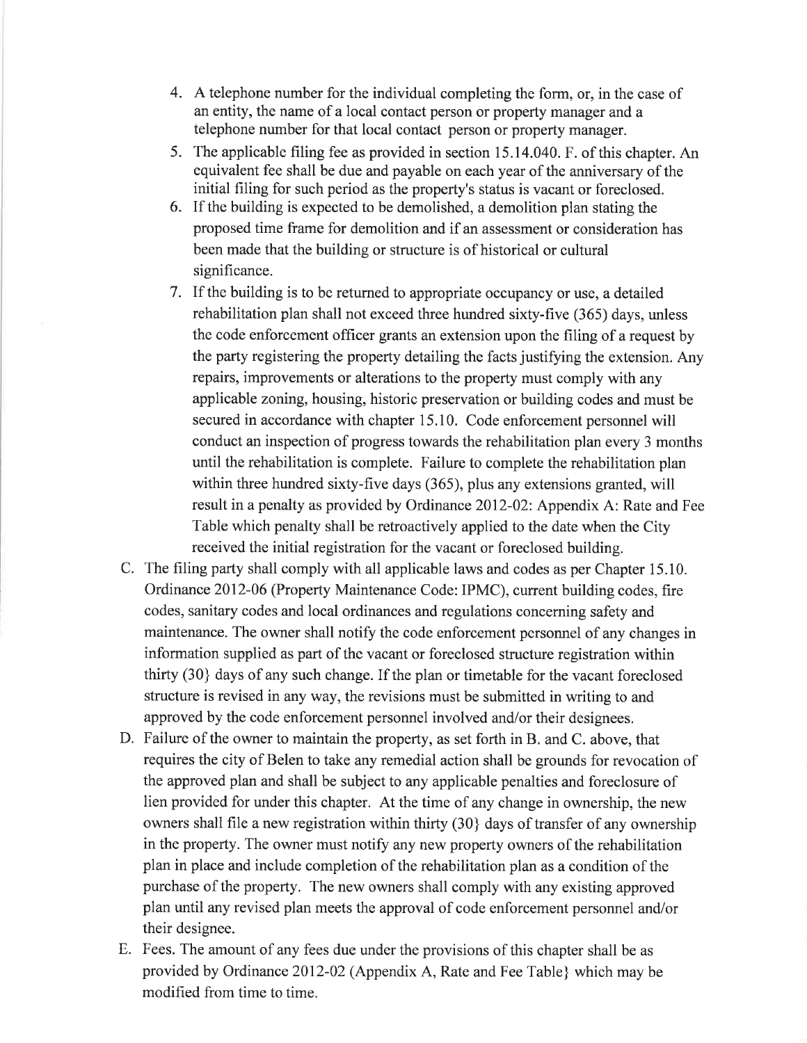4. A telephone number for the individual completing the form, or, in the case of an entity, the name of a local contact person or property manager and a telephone number for that local contact person or property manager.
5. The applicable filing fee as provided in section 15.14.040. F. of this chapter. An equivalent fee shall be due and payable on each year of the anniversary of the initial filing for such period as the property's status is vacant or foreclosed.
6. If the building is expected to be demolished, a demolition plan stating the proposed time frame for demolition and if an assessment or consideration has been made that the building or structure is of historical or cultural significance.
7. If the building is to be returned to appropriate occupancy or use, a detailed rehabilitation plan shall not exceed three hundred sixty-five (365) days, unless the code enforcement officer grants an extension upon the filing of a request by the party registering the property detailing the facts justifying the extension. Any repairs, improvements or alterations to the property must comply with any applicable zoning, housing, historic preservation or building codes and must be secured in accordance with chapter 15.10. Code enforcement personnel will conduct an inspection of progress towards the rehabilitation plan every 3 months until the rehabilitation is complete. Failure to complete the rehabilitation plan within three hundred sixty-five days (365), plus any extensions granted, will result in a penalty as provided by Ordinance 2012-02: Appendix A: Rate and Fee Table which penalty shall be retroactively applied to the date when the City received the initial registration for the vacant or foreclosed building.

C. The filing party shall comply with all applicable laws and codes as per Chapter 15.10. Ordinance 2012-06 (Property Maintenance Code: IPMC), current building codes, fire codes, sanitary codes and local ordinances and regulations concerning safety and maintenance. The owner shall notify the code enforcement personnel of any changes in information supplied as part of the vacant or foreclosed structure registration within thirty (30} days of any such change. If the plan or timetable for the vacant foreclosed structure is revised in any way, the revisions must be submitted in writing to and approved by the code enforcement personnel involved and/or their designees.

D. Failure of the owner to maintain the property, as set forth in B. and C. above, that requires the city of Belen to take any remedial action shall be grounds for revocation of the approved plan and shall be subject to any applicable penalties and foreclosure of lien provided for under this chapter. At the time of any change in ownership, the new owners shall file a new registration within thirty (30} days of transfer of any ownership in the property. The owner must notify any new property owners of the rehabilitation plan in place and include completion of the rehabilitation plan as a condition of the purchase of the property. The new owners shall comply with any existing approved plan until any revised plan meets the approval of code enforcement personnel and/or their designee.

E. Fees. The amount of any fees due under the provisions of this chapter shall be as provided by Ordinance 2012-02 (Appendix A, Rate and Fee Table} which may be modified from time to time.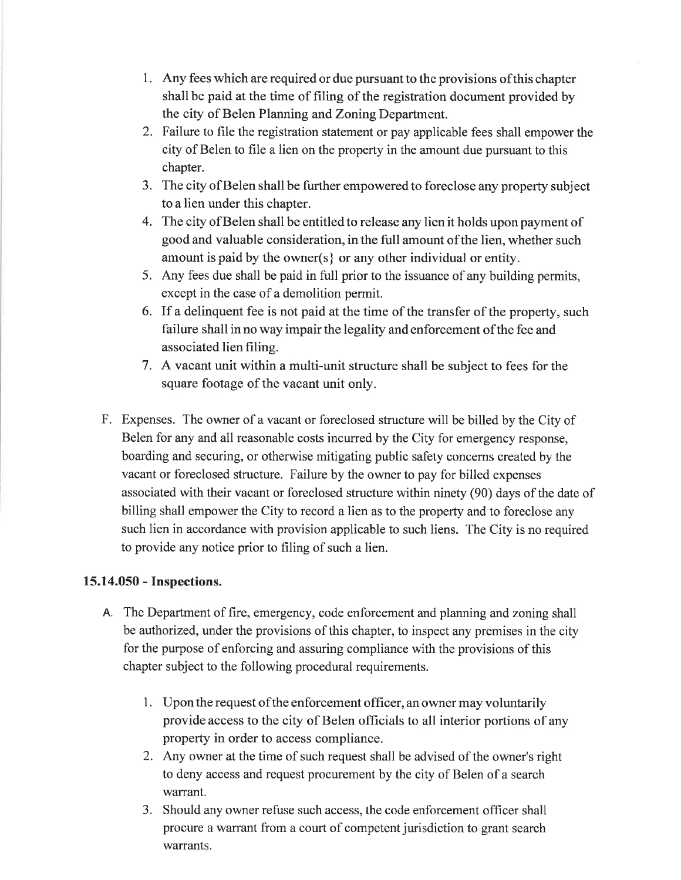1. Any fees which are required or due pursuant to the provisions of this chapter shall be paid at the time of filing of the registration document provided by the city of Belen Planning and Zoning Department.
2. Failure to file the registration statement or pay applicable fees shall empower the city of Belen to file a lien on the property in the amount due pursuant to this chapter.
3. The city of Belen shall be further empowered to foreclose any property subject to a lien under this chapter.
4. The city of Belen shall be entitled to release any lien it holds upon payment of good and valuable consideration, in the full amount of the lien, whether such amount is paid by the owner(s} or any other individual or entity.
5. Any fees due shall be paid in full prior to the issuance of any building permits, except in the case of a demolition permit.
6. If a delinquent fee is not paid at the time of the transfer of the property, such failure shall in no way impair the legality and enforcement of the fee and associated lien filing.
7. A vacant unit within a multi-unit structure shall be subject to fees for the square footage of the vacant unit only.

F. Expenses. The owner of a vacant or foreclosed structure will be billed by the City of Belen for any and all reasonable costs incurred by the City for emergency response, boarding and securing, or otherwise mitigating public safety concerns created by the vacant or foreclosed structure. Failure by the owner to pay for billed expenses associated with their vacant or foreclosed structure within ninety (90) days of the date of billing shall empower the City to record a lien as to the property and to foreclose any such lien in accordance with provision applicable to such liens. The City is no required to provide any notice prior to filing of such a lien.

### 15.14.050 - Inspections.

A. The Department of fire, emergency, code enforcement and planning and zoning shall be authorized, under the provisions of this chapter, to inspect any premises in the city for the purpose of enforcing and assuring compliance with the provisions of this chapter subject to the following procedural requirements.

1. Upon the request of the enforcement officer, an owner may voluntarily provide access to the city of Belen officials to all interior portions of any property in order to access compliance.
2. Any owner at the time of such request shall be advised of the owner's right to deny access and request procurement by the city of Belen of a search warrant.
3. Should any owner refuse such access, the code enforcement officer shall procure a warrant from a court of competent jurisdiction to grant search warrants.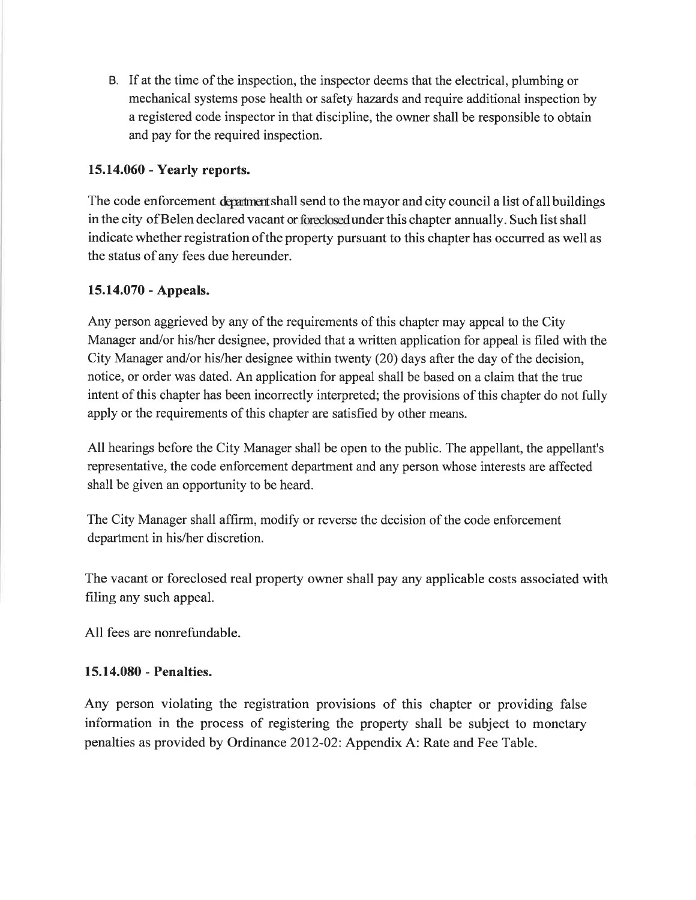B. If at the time of the inspection, the inspector deems that the electrical, plumbing or mechanical systems pose health or safety hazards and require additional inspection by a registered code inspector in that discipline, the owner shall be responsible to obtain and pay for the required inspection.

### 15.14.060 - Yearly reports.

The code enforcement department shall send to the mayor and city council a list of all buildings in the city of Belen declared vacant or foreclosed under this chapter annually. Such list shall indicate whether registration of the property pursuant to this chapter has occurred as well as the status of any fees due hereunder.

### 15.14.070 - Appeals.

Any person aggrieved by any of the requirements of this chapter may appeal to the City Manager and/or his/her designee, provided that a written application for appeal is filed with the City Manager and/or his/her designee within twenty (20) days after the day of the decision, notice, or order was dated. An application for appeal shall be based on a claim that the true intent of this chapter has been incorrectly interpreted; the provisions of this chapter do not fully apply or the requirements of this chapter are satisfied by other means.

All hearings before the City Manager shall be open to the public. The appellant, the appellant's representative, the code enforcement department and any person whose interests are affected shall be given an opportunity to be heard.

The City Manager shall affirm, modify or reverse the decision of the code enforcement department in his/her discretion.

The vacant or foreclosed real property owner shall pay any applicable costs associated with filing any such appeal.

All fees are nonrefundable.

### 15.14.080 - Penalties.

Any person violating the registration provisions of this chapter or providing false information in the process of registering the property shall be subject to monetary penalties as provided by Ordinance 2012-02: Appendix A: Rate and Fee Table.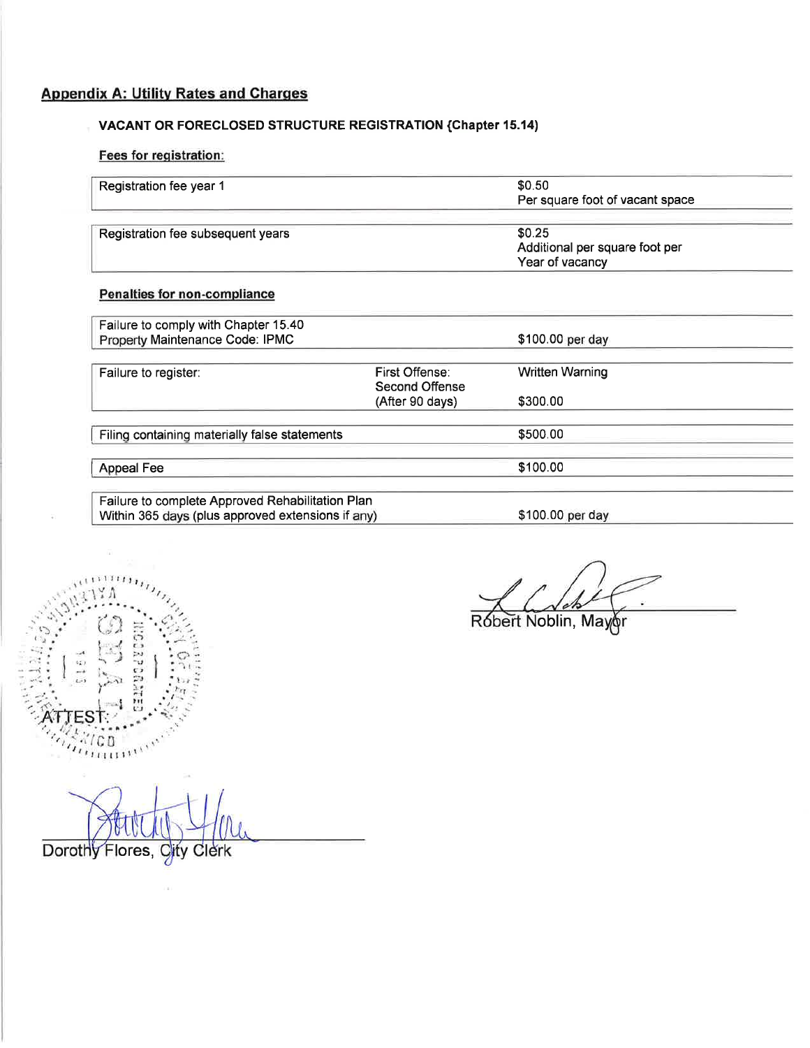## Appendix A: Utility Rates and Charges

### VACANT OR FORECLOSED STRUCTURE REGISTRATION {Chapter 15.14}

**Fees for registration:**

| | |
|---|---|
| Registration fee year 1 | $0.50<br>Per square foot of vacant space |
| Registration fee subsequent years | $0.25<br>Additional per square foot per Year of vacancy |

**Penalties for non-compliance**

| | | |
|---|---|---|
| Failure to comply with Chapter 15.40 Property Maintenance Code: IPMC | | $100.00 per day |
| Failure to register: | First Offense:<br>Second Offense (After 90 days) | Written Warning<br>$300.00 |
| Filing containing materially false statements | | $500.00 |
| Appeal Fee | | $100.00 |
| Failure to complete Approved Rehabilitation Plan Within 365 days (plus approved extensions if any) | | $100.00 per day |

Robert Noblin, Mayor

ATTEST:

Dorothy Flores, City Clerk